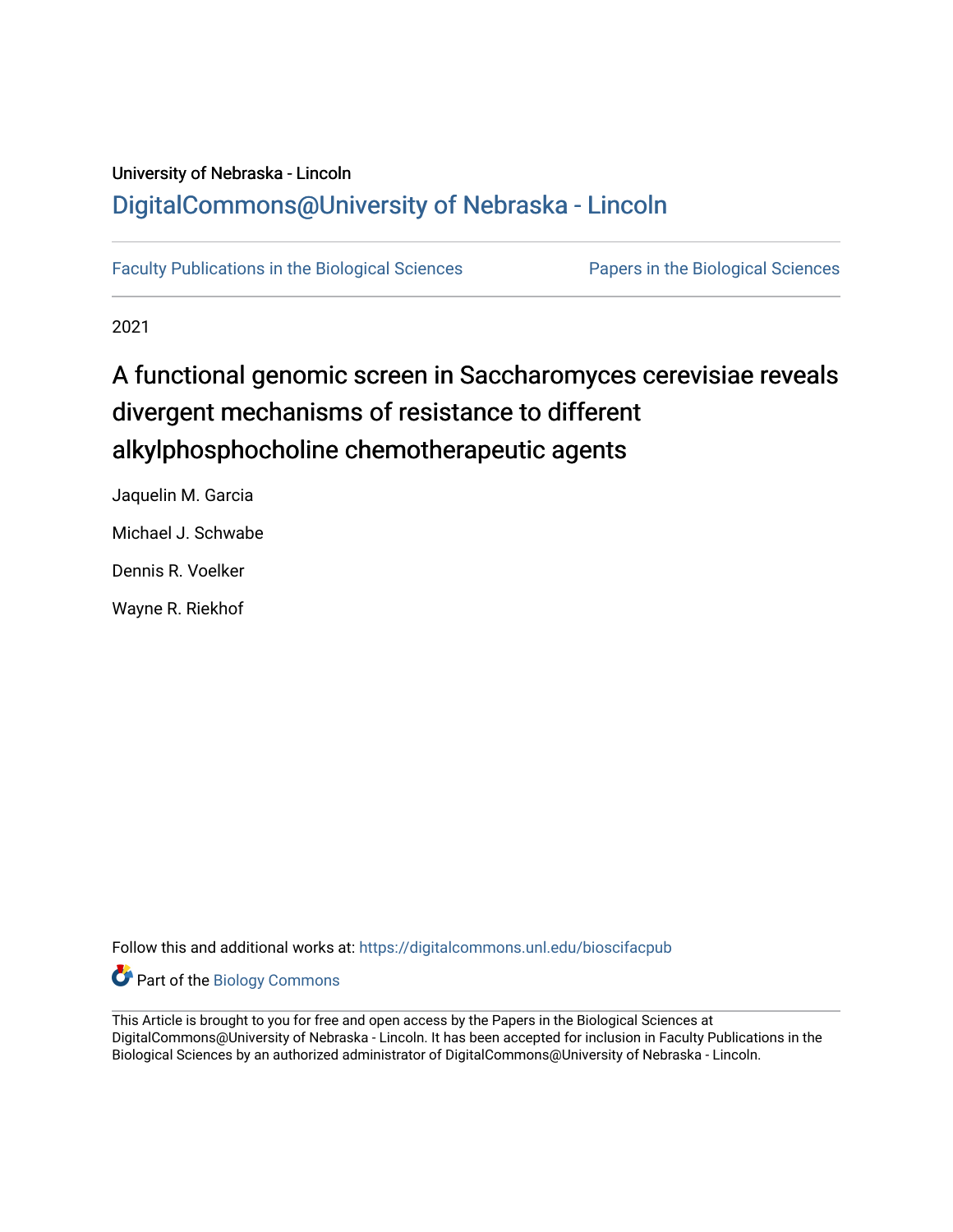University of Nebraska - Lincoln

DigitalCommons@University of Nebraska - Lincoln

Faculty Publications in the Biological Sciences

Papers in the Biological Sciences

2021

# A functional genomic screen in Saccharomyces cerevisiae reveals divergent mechanisms of resistance to different alkylphosphocholine chemotherapeutic agents

Jaquelin M. Garcia

Michael J. Schwabe

Dennis R. Voelker

Wayne R. Riekhof

Follow this and additional works at: https://digitalcommons.unl.edu/bioscifacpub

Part of the Biology Commons

This Article is brought to you for free and open access by the Papers in the Biological Sciences at DigitalCommons@University of Nebraska - Lincoln. It has been accepted for inclusion in Faculty Publications in the Biological Sciences by an authorized administrator of DigitalCommons@University of Nebraska - Lincoln.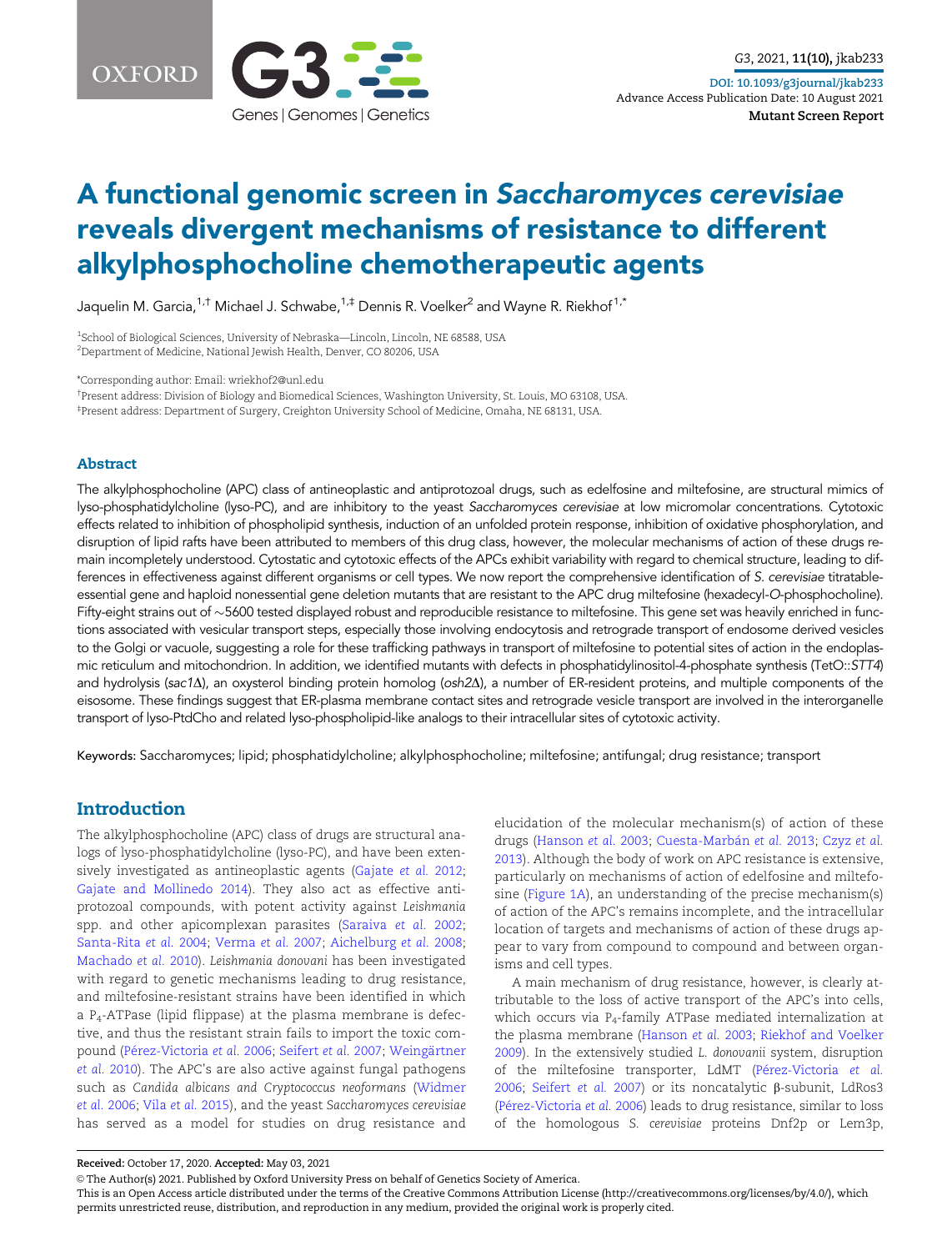# A functional genomic screen in *Saccharomyces cerevisiae* reveals divergent mechanisms of resistance to different alkylphosphocholine chemotherapeutic agents

Jaquelin M. Garcia,[1,†] Michael J. Schwabe,[1,‡] Dennis R. Voelker[2] and Wayne R. Riekhof[1,*]

[1]School of Biological Sciences, University of Nebraska—Lincoln, Lincoln, NE 68588, USA
[2]Department of Medicine, National Jewish Health, Denver, CO 80206, USA

*Corresponding author: Email: wriekhof2@unl.edu

†Present address: Division of Biology and Biomedical Sciences, Washington University, St. Louis, MO 63108, USA.
‡Present address: Department of Surgery, Creighton University School of Medicine, Omaha, NE 68131, USA.

## Abstract

The alkylphosphocholine (APC) class of antineoplastic and antiprotozoal drugs, such as edelfosine and miltefosine, are structural mimics of lyso-phosphatidylcholine (lyso-PC), and are inhibitory to the yeast *Saccharomyces cerevisiae* at low micromolar concentrations. Cytotoxic effects related to inhibition of phospholipid synthesis, induction of an unfolded protein response, inhibition of oxidative phosphorylation, and disruption of lipid rafts have been attributed to members of this drug class, however, the molecular mechanisms of action of these drugs remain incompletely understood. Cytostatic and cytotoxic effects of the APCs exhibit variability with regard to chemical structure, leading to differences in effectiveness against different organisms or cell types. We now report the comprehensive identification of *S. cerevisiae* titratable-essential gene and haploid nonessential gene deletion mutants that are resistant to the APC drug miltefosine (hexadecyl-*O*-phosphocholine). Fifty-eight strains out of ∼5600 tested displayed robust and reproducible resistance to miltefosine. This gene set was heavily enriched in functions associated with vesicular transport steps, especially those involving endocytosis and retrograde transport of endosome derived vesicles to the Golgi or vacuole, suggesting a role for these trafficking pathways in transport of miltefosine to potential sites of action in the endoplasmic reticulum and mitochondrion. In addition, we identified mutants with defects in phosphatidylinositol-4-phosphate synthesis (TetO::*STT4*) and hydrolysis (*sac1Δ*), an oxysterol binding protein homolog (*osh2Δ*), a number of ER-resident proteins, and multiple components of the eisosome. These findings suggest that ER-plasma membrane contact sites and retrograde vesicle transport are involved in the interorganelle transport of lyso-PtdCho and related lyso-phospholipid-like analogs to their intracellular sites of cytotoxic activity.

**Keywords:** Saccharomyces; lipid; phosphatidylcholine; alkylphosphocholine; miltefosine; antifungal; drug resistance; transport

## Introduction

The alkylphosphocholine (APC) class of drugs are structural analogs of lyso-phosphatidylcholine (lyso-PC), and have been extensively investigated as antineoplastic agents (Gajate *et al.* 2012; Gajate and Mollinedo 2014). They also act as effective antiprotozoal compounds, with potent activity against *Leishmania* spp. and other apicomplexan parasites (Saraiva *et al.* 2002; Santa-Rita *et al.* 2004; Verma *et al.* 2007; Aichelburg *et al.* 2008; Machado *et al.* 2010). *Leishmania donovani* has been investigated with regard to genetic mechanisms leading to drug resistance, and miltefosine-resistant strains have been identified in which a $P_4$-ATPase (lipid flippase) at the plasma membrane is defective, and thus the resistant strain fails to import the toxic compound (Pérez-Victoria *et al.* 2006; Seifert *et al.* 2007; Weingärtner *et al.* 2010). The APC's are also active against fungal pathogens such as *Candida albicans and Cryptococcus neoformans* (Widmer *et al.* 2006; Vila *et al.* 2015), and the yeast *Saccharomyces cerevisiae* has served as a model for studies on drug resistance and elucidation of the molecular mechanism(s) of action of these drugs (Hanson *et al.* 2003; Cuesta-Marbán *et al.* 2013; Czyz *et al.* 2013). Although the body of work on APC resistance is extensive, particularly on mechanisms of action of edelfosine and miltefosine (Figure 1A), an understanding of the precise mechanism(s) of action of the APC's remains incomplete, and the intracellular location of targets and mechanisms of action of these drugs appear to vary from compound to compound and between organisms and cell types.

A main mechanism of drug resistance, however, is clearly attributable to the loss of active transport of the APC's into cells, which occurs via $P_4$-family ATPase mediated internalization at the plasma membrane (Hanson *et al.* 2003; Riekhof and Voelker 2009). In the extensively studied *L. donovanii* system, disruption of the miltefosine transporter, LdMT (Pérez-Victoria *et al.* 2006; Seifert *et al.* 2007) or its noncatalytic β-subunit, LdRos3 (Pérez-Victoria *et al.* 2006) leads to drug resistance, similar to loss of the homologous *S. cerevisiae* proteins Dnf2p or Lem3p,

**Received:** October 17, 2020. **Accepted:** May 03, 2021

© The Author(s) 2021. Published by Oxford University Press on behalf of Genetics Society of America.
This is an Open Access article distributed under the terms of the Creative Commons Attribution License (http://creativecommons.org/licenses/by/4.0/), which permits unrestricted reuse, distribution, and reproduction in any medium, provided the original work is properly cited.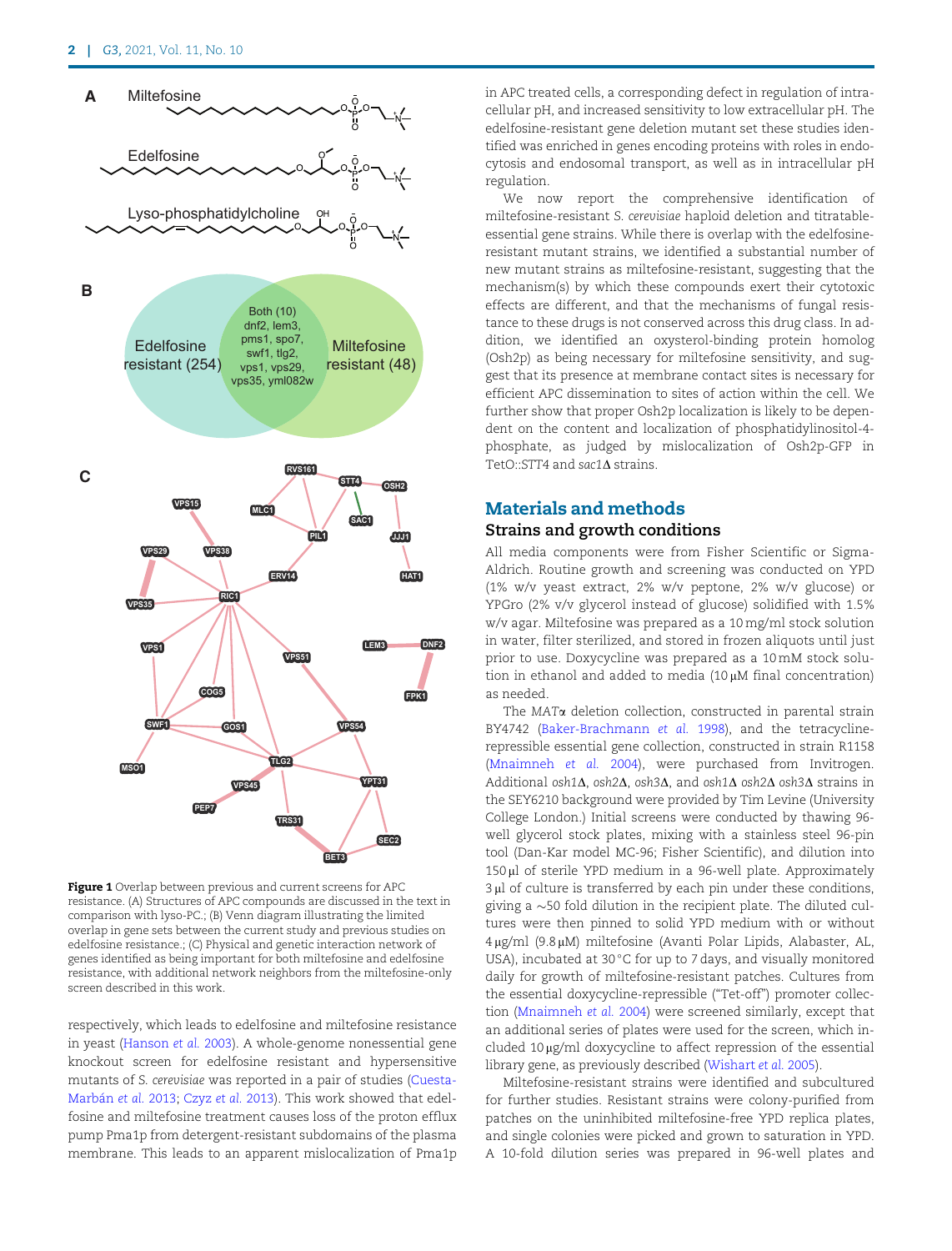**Figure 1** Overlap between previous and current screens for APC resistance. (A) Structures of APC compounds are discussed in the text in comparison with lyso-PC.; (B) Venn diagram illustrating the limited overlap in gene sets between the current study and previous studies on edelfosine resistance.; (C) Physical and genetic interaction network of genes identified as being important for both miltefosine and edelfosine resistance, with additional network neighbors from the miltefosine-only screen described in this work.

respectively, which leads to edelfosine and miltefosine resistance in yeast (Hanson *et al.* 2003). A whole-genome nonessential gene knockout screen for edelfosine resistant and hypersensitive mutants of *S. cerevisiae* was reported in a pair of studies (Cuesta-Marbán *et al.* 2013; Czyz *et al.* 2013). This work showed that edelfosine and miltefosine treatment causes loss of the proton efflux pump Pma1p from detergent-resistant subdomains of the plasma membrane. This leads to an apparent mislocalization of Pma1p in APC treated cells, a corresponding defect in regulation of intracellular pH, and increased sensitivity to low extracellular pH. The edelfosine-resistant gene deletion mutant set these studies identified was enriched in genes encoding proteins with roles in endocytosis and endosomal transport, as well as in intracellular pH regulation.

We now report the comprehensive identification of miltefosine-resistant *S. cerevisiae* haploid deletion and titratable-essential gene strains. While there is overlap with the edelfosine-resistant mutant strains, we identified a substantial number of new mutant strains as miltefosine-resistant, suggesting that the mechanism(s) by which these compounds exert their cytotoxic effects are different, and that the mechanisms of fungal resistance to these drugs is not conserved across this drug class. In addition, we identified an oxysterol-binding protein homolog (Osh2p) as being necessary for miltefosine sensitivity, and suggest that its presence at membrane contact sites is necessary for efficient APC dissemination to sites of action within the cell. We further show that proper Osh2p localization is likely to be dependent on the content and localization of phosphatidylinositol-4-phosphate, as judged by mislocalization of Osh2p-GFP in TetO::STT4 and *sac1Δ* strains.

## Materials and methods

### Strains and growth conditions

All media components were from Fisher Scientific or Sigma-Aldrich. Routine growth and screening was conducted on YPD (1% w/v yeast extract, 2% w/v peptone, 2% w/v glucose) or YPGro (2% v/v glycerol instead of glucose) solidified with 1.5% w/v agar. Miltefosine was prepared as a 10 mg/ml stock solution in water, filter sterilized, and stored in frozen aliquots until just prior to use. Doxycycline was prepared as a 10 mM stock solution in ethanol and added to media (10 μM final concentration) as needed.

The *MATα* deletion collection, constructed in parental strain BY4742 (Baker-Brachmann *et al.* 1998), and the tetracycline-repressible essential gene collection, constructed in strain R1158 (Mnaimneh *et al.* 2004), were purchased from Invitrogen. Additional *osh1Δ*, *osh2Δ*, *osh3Δ*, and *osh1Δ osh2Δ osh3Δ* strains in the SEY6210 background were provided by Tim Levine (University College London.) Initial screens were conducted by thawing 96-well glycerol stock plates, mixing with a stainless steel 96-pin tool (Dan-Kar model MC-96; Fisher Scientific), and dilution into 150 μl of sterile YPD medium in a 96-well plate. Approximately 3 μl of culture is transferred by each pin under these conditions, giving a ~50 fold dilution in the recipient plate. The diluted cultures were then pinned to solid YPD medium with or without 4 μg/ml (9.8 μM) miltefosine (Avanti Polar Lipids, Alabaster, AL, USA), incubated at 30°C for up to 7 days, and visually monitored daily for growth of miltefosine-resistant patches. Cultures from the essential doxycycline-repressible ("Tet-off") promoter collection (Mnaimneh *et al.* 2004) were screened similarly, except that an additional series of plates were used for the screen, which included 10 μg/ml doxycycline to affect repression of the essential library gene, as previously described (Wishart *et al.* 2005).

Miltefosine-resistant strains were identified and subcultured for further studies. Resistant strains were colony-purified from patches on the uninhibited miltefosine-free YPD replica plates, and single colonies were picked and grown to saturation in YPD. A 10-fold dilution series was prepared in 96-well plates and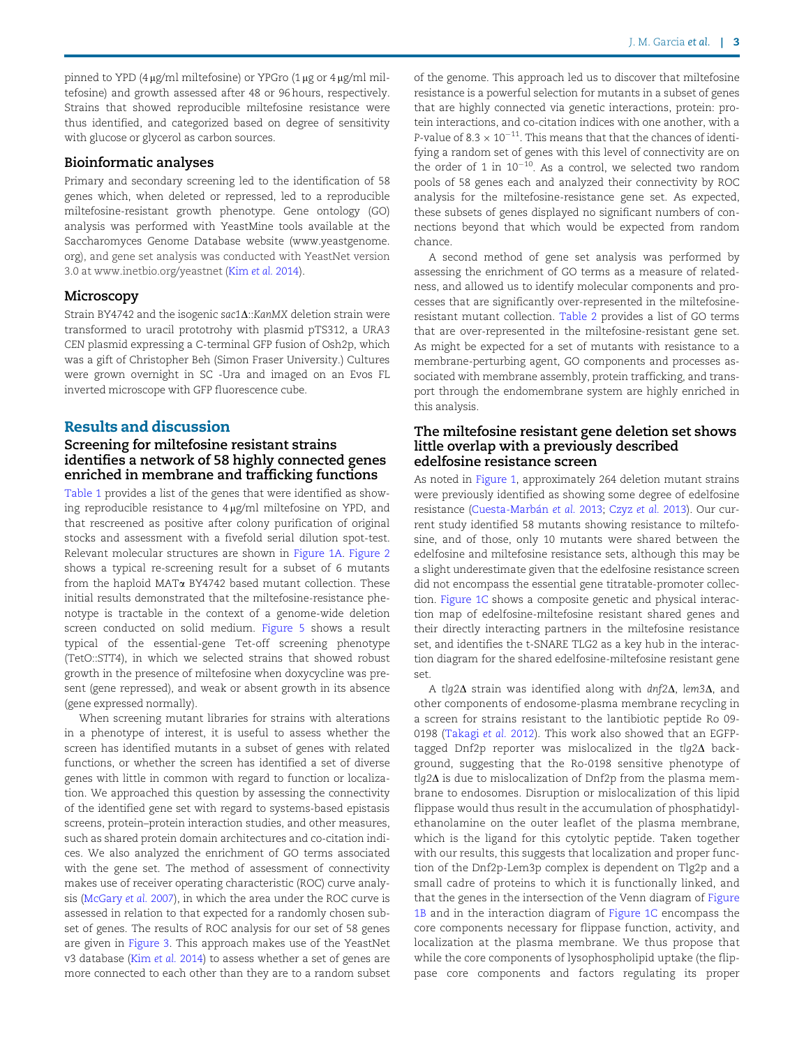pinned to YPD (4 μg/ml miltefosine) or YPGro (1 μg or 4 μg/ml miltefosine) and growth assessed after 48 or 96 hours, respectively. Strains that showed reproducible miltefosine resistance were thus identified, and categorized based on degree of sensitivity with glucose or glycerol as carbon sources.

### Bioinformatic analyses

Primary and secondary screening led to the identification of 58 genes which, when deleted or repressed, led to a reproducible miltefosine-resistant growth phenotype. Gene ontology (GO) analysis was performed with YeastMine tools available at the Saccharomyces Genome Database website (www.yeastgenome.org), and gene set analysis was conducted with YeastNet version 3.0 at www.inetbio.org/yeastnet (Kim *et al.* 2014).

### Microscopy

Strain BY4742 and the isogenic *sac1*Δ::*KanMX* deletion strain were transformed to uracil prototrohy with plasmid pTS312, a *URA3 CEN* plasmid expressing a C-terminal GFP fusion of Osh2p, which was a gift of Christopher Beh (Simon Fraser University.) Cultures were grown overnight in SC -Ura and imaged on an Evos FL inverted microscope with GFP fluorescence cube.

## Results and discussion

### Screening for miltefosine resistant strains identifies a network of 58 highly connected genes enriched in membrane and trafficking functions

Table 1 provides a list of the genes that were identified as showing reproducible resistance to 4 μg/ml miltefosine on YPD, and that rescreened as positive after colony purification of original stocks and assessment with a fivefold serial dilution spot-test. Relevant molecular structures are shown in Figure 1A. Figure 2 shows a typical re-screening result for a subset of 6 mutants from the haploid MATα BY4742 based mutant collection. These initial results demonstrated that the miltefosine-resistance phenotype is tractable in the context of a genome-wide deletion screen conducted on solid medium. Figure 5 shows a result typical of the essential-gene Tet-off screening phenotype (TetO::*STT4*), in which we selected strains that showed robust growth in the presence of miltefosine when doxycycline was present (gene repressed), and weak or absent growth in its absence (gene expressed normally).

When screening mutant libraries for strains with alterations in a phenotype of interest, it is useful to assess whether the screen has identified mutants in a subset of genes with related functions, or whether the screen has identified a set of diverse genes with little in common with regard to function or localization. We approached this question by assessing the connectivity of the identified gene set with regard to systems-based epistasis screens, protein–protein interaction studies, and other measures, such as shared protein domain architectures and co-citation indices. We also analyzed the enrichment of GO terms associated with the gene set. The method of assessment of connectivity makes use of receiver operating characteristic (ROC) curve analysis (McGary *et al.* 2007), in which the area under the ROC curve is assessed in relation to that expected for a randomly chosen subset of genes. The results of ROC analysis for our set of 58 genes are given in Figure 3. This approach makes use of the YeastNet v3 database (Kim *et al.* 2014) to assess whether a set of genes are more connected to each other than they are to a random subset of the genome. This approach led us to discover that miltefosine resistance is a powerful selection for mutants in a subset of genes that are highly connected via genetic interactions, protein: protein interactions, and co-citation indices with one another, with a *P*-value of $8.3 \times 10^{-11}$. This means that that the chances of identifying a random set of genes with this level of connectivity are on the order of 1 in $10^{-10}$. As a control, we selected two random pools of 58 genes each and analyzed their connectivity by ROC analysis for the miltefosine-resistance gene set. As expected, these subsets of genes displayed no significant numbers of connections beyond that which would be expected from random chance.

A second method of gene set analysis was performed by assessing the enrichment of GO terms as a measure of relatedness, and allowed us to identify molecular components and processes that are significantly over-represented in the miltefosine-resistant mutant collection. Table 2 provides a list of GO terms that are over-represented in the miltefosine-resistant gene set. As might be expected for a set of mutants with resistance to a membrane-perturbing agent, GO components and processes associated with membrane assembly, protein trafficking, and transport through the endomembrane system are highly enriched in this analysis.

### The miltefosine resistant gene deletion set shows little overlap with a previously described edelfosine resistance screen

As noted in Figure 1, approximately 264 deletion mutant strains were previously identified as showing some degree of edelfosine resistance (Cuesta-Marbán *et al.* 2013; Czyz *et al.* 2013). Our current study identified 58 mutants showing resistance to miltefosine, and of those, only 10 mutants were shared between the edelfosine and miltefosine resistance sets, although this may be a slight underestimate given that the edelfosine resistance screen did not encompass the essential gene titratable-promoter collection. Figure 1C shows a composite genetic and physical interaction map of edelfosine-miltefosine resistant shared genes and their directly interacting partners in the miltefosine resistance set, and identifies the t-SNARE TLG2 as a key hub in the interaction diagram for the shared edelfosine-miltefosine resistant gene set.

A *tlg2*Δ strain was identified along with *dnf2*Δ, *lem3*Δ, and other components of endosome-plasma membrane recycling in a screen for strains resistant to the lantibiotic peptide Ro 09-0198 (Takagi *et al.* 2012). This work also showed that an EGFP-tagged Dnf2p reporter was mislocalized in the *tlg2*Δ background, suggesting that the Ro-0198 sensitive phenotype of *tlg2*Δ is due to mislocalization of Dnf2p from the plasma membrane to endosomes. Disruption or mislocalization of this lipid flippase would thus result in the accumulation of phosphatidylethanolamine on the outer leaflet of the plasma membrane, which is the ligand for this cytolytic peptide. Taken together with our results, this suggests that localization and proper function of the Dnf2p-Lem3p complex is dependent on Tlg2p and a small cadre of proteins to which it is functionally linked, and that the genes in the intersection of the Venn diagram of Figure 1B and in the interaction diagram of Figure 1C encompass the core components necessary for flippase function, activity, and localization at the plasma membrane. We thus propose that while the core components of lysophospholipid uptake (the flippase core components and factors regulating its proper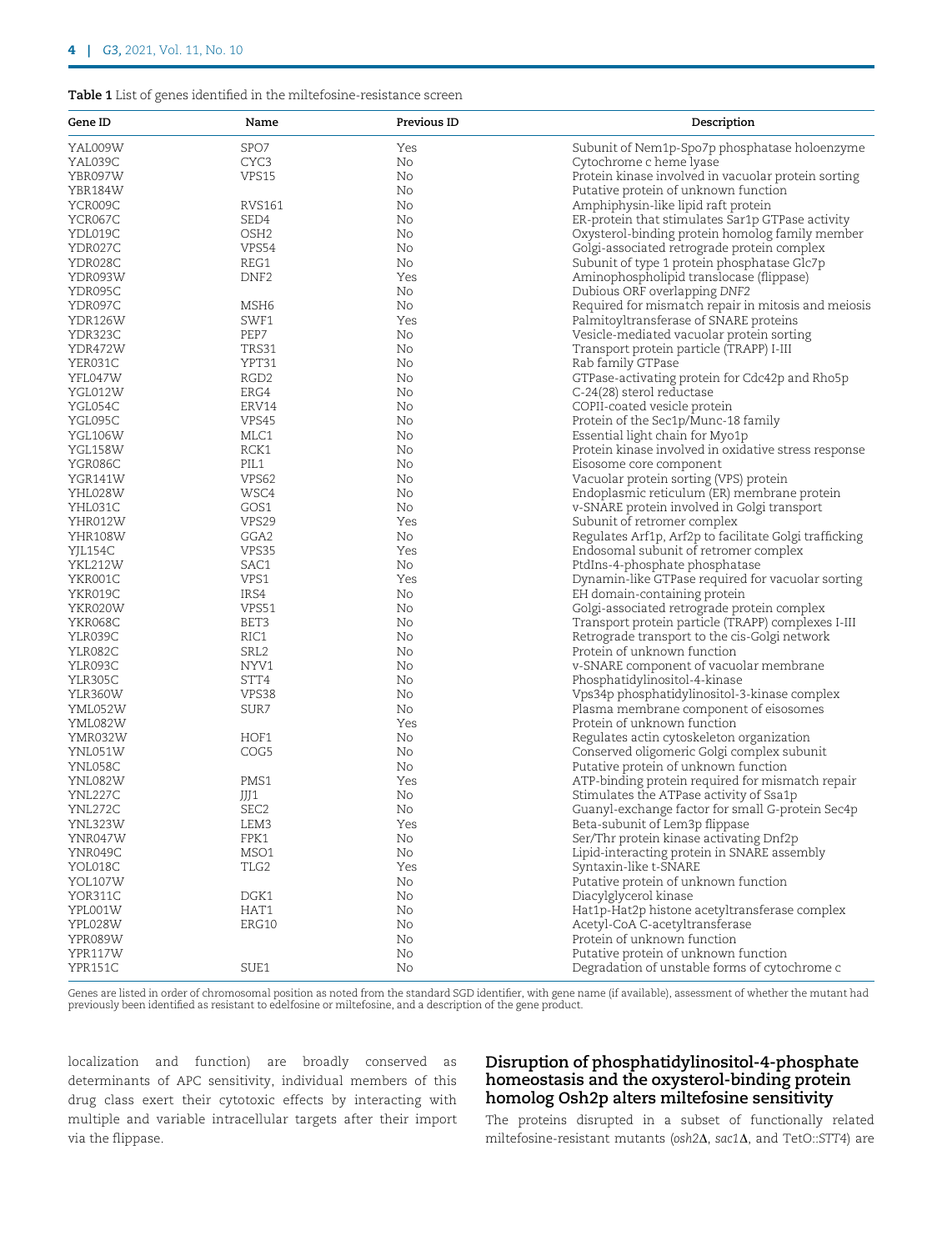**Table 1** List of genes identified in the miltefosine-resistance screen

| Gene ID | Name | Previous ID | Description |
|---|---|---|---|
| YAL009W | SPO7 | Yes | Subunit of Nem1p-Spo7p phosphatase holoenzyme |
| YAL039C | CYC3 | No | Cytochrome c heme lyase |
| YBR097W | VPS15 | No | Protein kinase involved in vacuolar protein sorting |
| YBR184W | | No | Putative protein of unknown function |
| YCR009C | RVS161 | No | Amphiphysin-like lipid raft protein |
| YCR067C | SED4 | No | ER-protein that stimulates Sar1p GTPase activity |
| YDL019C | OSH2 | No | Oxysterol-binding protein homolog family member |
| YDR027C | VPS54 | No | Golgi-associated retrograde protein complex |
| YDR028C | REG1 | No | Subunit of type 1 protein phosphatase Glc7p |
| YDR093W | DNF2 | Yes | Aminophospholipid translocase (flippase) |
| YDR095C | | No | Dubious ORF overlapping *DNF2* |
| YDR097C | MSH6 | No | Required for mismatch repair in mitosis and meiosis |
| YDR126W | SWF1 | Yes | Palmitoyltransferase of SNARE proteins |
| YDR323C | PEP7 | No | Vesicle-mediated vacuolar protein sorting |
| YDR472W | TRS31 | No | Transport protein particle (TRAPP) I-III |
| YER031C | YPT31 | No | Rab family GTPase |
| YFL047W | RGD2 | No | GTPase-activating protein for Cdc42p and Rho5p |
| YGL012W | ERG4 | No | C-24(28) sterol reductase |
| YGL054C | ERV14 | No | COPII-coated vesicle protein |
| YGL095C | VPS45 | No | Protein of the Sec1p/Munc-18 family |
| YGL106W | MLC1 | No | Essential light chain for Myo1p |
| YGL158W | RCK1 | No | Protein kinase involved in oxidative stress response |
| YGR086C | PIL1 | No | Eisosome core component |
| YGR141W | VPS62 | No | Vacuolar protein sorting (VPS) protein |
| YHL028W | WSC4 | No | Endoplasmic reticulum (ER) membrane protein |
| YHL031C | GOS1 | No | v-SNARE protein involved in Golgi transport |
| YHR012W | VPS29 | Yes | Subunit of retromer complex |
| YHR108W | GGA2 | No | Regulates Arf1p, Arf2p to facilitate Golgi trafficking |
| YJL154C | VPS35 | Yes | Endosomal subunit of retromer complex |
| YKL212W | SAC1 | No | PtdIns-4-phosphate phosphatase |
| YKR001C | VPS1 | Yes | Dynamin-like GTPase required for vacuolar sorting |
| YKR019C | IRS4 | No | EH domain-containing protein |
| YKR020W | VPS51 | No | Golgi-associated retrograde protein complex |
| YKR068C | BET3 | No | Transport protein particle (TRAPP) complexes I-III |
| YLR039C | RIC1 | No | Retrograde transport to the cis-Golgi network |
| YLR082C | SRL2 | No | Protein of unknown function |
| YLR093C | NYV1 | No | v-SNARE component of vacuolar membrane |
| YLR305C | STT4 | No | Phosphatidylinositol-4-kinase |
| YLR360W | VPS38 | No | Vps34p phosphatidylinositol-3-kinase complex |
| YML052W | SUR7 | No | Plasma membrane component of eisosomes |
| YML082W | | Yes | Protein of unknown function |
| YMR032W | HOF1 | No | Regulates actin cytoskeleton organization |
| YNL051W | COG5 | No | Conserved oligomeric Golgi complex subunit |
| YNL058C | | No | Putative protein of unknown function |
| YNL082W | PMS1 | Yes | ATP-binding protein required for mismatch repair |
| YNL227C | JJJ1 | No | Stimulates the ATPase activity of Ssa1p |
| YNL272C | SEC2 | No | Guanyl-exchange factor for small G-protein Sec4p |
| YNL323W | LEM3 | Yes | Beta-subunit of Lem3p flippase |
| YNR047W | FPK1 | No | Ser/Thr protein kinase activating Dnf2p |
| YNR049C | MSO1 | No | Lipid-interacting protein in SNARE assembly |
| YOL018C | TLG2 | Yes | Syntaxin-like t-SNARE |
| YOL107W | | No | Putative protein of unknown function |
| YOR311C | DGK1 | No | Diacylglycerol kinase |
| YPL001W | HAT1 | No | Hat1p-Hat2p histone acetyltransferase complex |
| YPL028W | ERG10 | No | Acetyl-CoA C-acetyltransferase |
| YPR089W | | No | Protein of unknown function |
| YPR117W | | No | Putative protein of unknown function |
| YPR151C | SUE1 | No | Degradation of unstable forms of cytochrome c |

Genes are listed in order of chromosomal position as noted from the standard SGD identifier, with gene name (if available), assessment of whether the mutant had previously been identified as resistant to edelfosine or miltefosine, and a description of the gene product.

localization and function) are broadly conserved as determinants of APC sensitivity, individual members of this drug class exert their cytotoxic effects by interacting with multiple and variable intracellular targets after their import via the flippase.

## Disruption of phosphatidylinositol-4-phosphate homeostasis and the oxysterol-binding protein homolog Osh2p alters miltefosine sensitivity

The proteins disrupted in a subset of functionally related miltefosine-resistant mutants (*osh2*Δ, *sac1*Δ, and TetO::*STT4*) are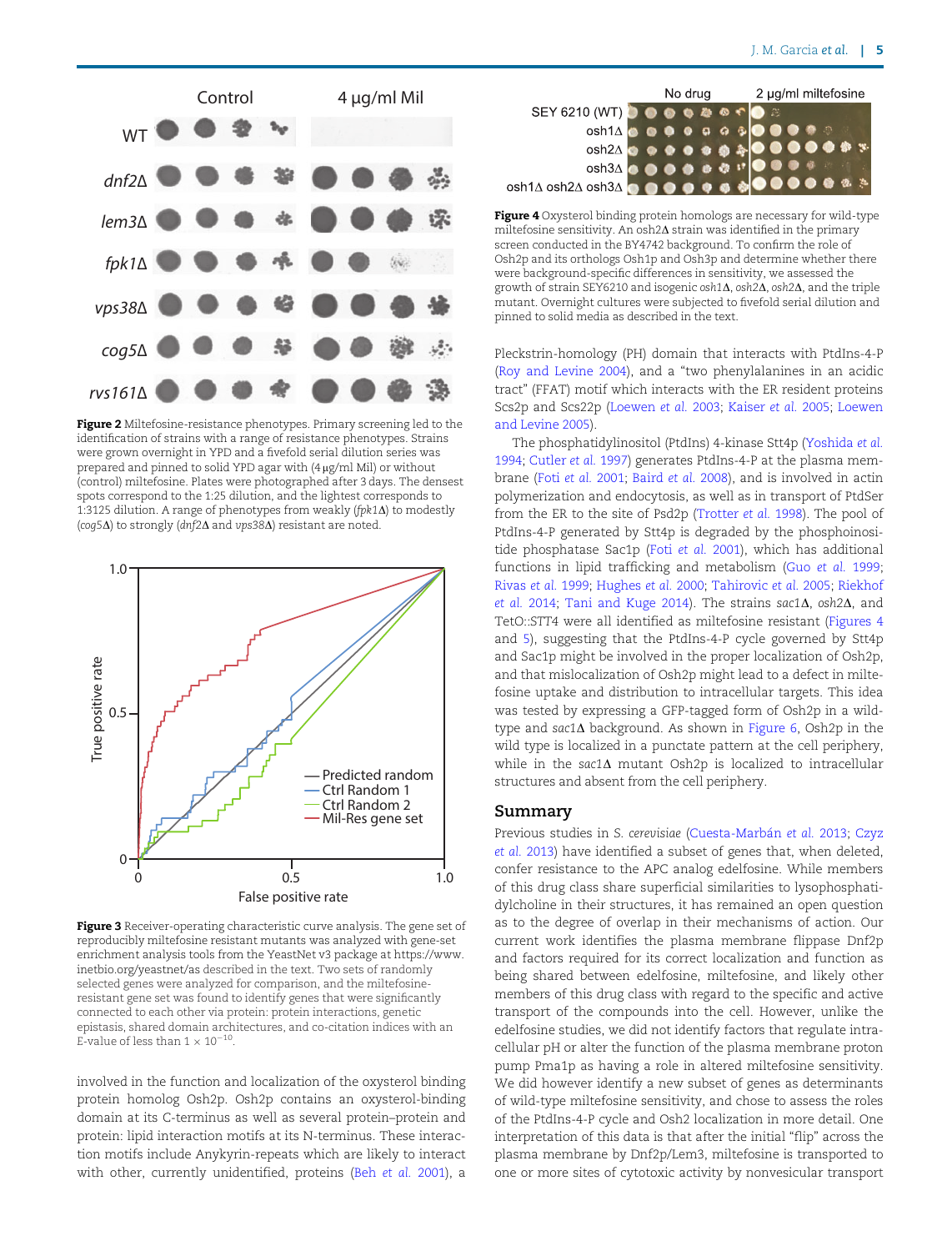Figure 2 Miltefosine-resistance phenotypes. Primary screening led to the identification of strains with a range of resistance phenotypes. Strains were grown overnight in YPD and a fivefold serial dilution series was prepared and pinned to solid YPD agar with (4 μg/ml Mil) or without (control) miltefosine. Plates were photographed after 3 days. The densest spots correspond to the 1:25 dilution, and the lightest corresponds to 1:3125 dilution. A range of phenotypes from weakly (*fpk1*Δ) to modestly (*cog5*Δ) to strongly (*dnf2*Δ and *vps38*Δ) resistant are noted.

Figure 3 Receiver-operating characteristic curve analysis. The gene set of reproducibly miltefosine resistant mutants was analyzed with gene-set enrichment analysis tools from the YeastNet v3 package at https://www.inetbio.org/yeastnet/as described in the text. Two sets of randomly selected genes were analyzed for comparison, and the miltefosine-resistant gene set was found to identify genes that were significantly connected to each other via protein: protein interactions, genetic epistasis, shared domain architectures, and co-citation indices with an E-value of less than $1 \times 10^{-10}$.

involved in the function and localization of the oxysterol binding protein homolog Osh2p. Osh2p contains an oxysterol-binding domain at its C-terminus as well as several protein–protein and protein: lipid interaction motifs at its N-terminus. These interaction motifs include Anykyrin-repeats which are likely to interact with other, currently unidentified, proteins (Beh *et al.* 2001), a

Figure 4 Oxysterol binding protein homologs are necessary for wild-type miltefosine sensitivity. An *osh2*Δ strain was identified in the primary screen conducted in the BY4742 background. To confirm the role of Osh2p and its orthologs Osh1p and Osh3p and determine whether there were background-specific differences in sensitivity, we assessed the growth of strain SEY6210 and isogenic *osh1*Δ, *osh2*Δ, *osh2*Δ, and the triple mutant. Overnight cultures were subjected to fivefold serial dilution and pinned to solid media as described in the text.

Pleckstrin-homology (PH) domain that interacts with PtdIns-4-P (Roy and Levine 2004), and a "two phenylalanines in an acidic tract" (FFAT) motif which interacts with the ER resident proteins Scs2p and Scs22p (Loewen *et al.* 2003; Kaiser *et al.* 2005; Loewen and Levine 2005).

The phosphatidylinositol (PtdIns) 4-kinase Stt4p (Yoshida *et al.* 1994; Cutler *et al.* 1997) generates PtdIns-4-P at the plasma membrane (Foti *et al.* 2001; Baird *et al.* 2008), and is involved in actin polymerization and endocytosis, as well as in transport of PtdSer from the ER to the site of Psd2p (Trotter *et al.* 1998). The pool of PtdIns-4-P generated by Stt4p is degraded by the phosphoinositide phosphatase Sac1p (Foti *et al.* 2001), which has additional functions in lipid trafficking and metabolism (Guo *et al.* 1999; Rivas *et al.* 1999; Hughes *et al.* 2000; Tahirovic *et al.* 2005; Riekhof *et al.* 2014; Tani and Kuge 2014). The strains *sac1*Δ, *osh2*Δ, and TetO::STT4 were all identified as miltefosine resistant (Figures 4 and 5), suggesting that the PtdIns-4-P cycle governed by Stt4p and Sac1p might be involved in the proper localization of Osh2p, and that mislocalization of Osh2p might lead to a defect in miltefosine uptake and distribution to intracellular targets. This idea was tested by expressing a GFP-tagged form of Osh2p in a wild-type and *sac1*Δ background. As shown in Figure 6, Osh2p in the wild type is localized in a punctate pattern at the cell periphery, while in the *sac1*Δ mutant Osh2p is localized to intracellular structures and absent from the cell periphery.

## Summary

Previous studies in *S. cerevisiae* (Cuesta-Marbán *et al.* 2013; Czyz *et al.* 2013) have identified a subset of genes that, when deleted, confer resistance to the APC analog edelfosine. While members of this drug class share superficial similarities to lysophosphatidylcholine in their structures, it has remained an open question as to the degree of overlap in their mechanisms of action. Our current work identifies the plasma membrane flippase Dnf2p and factors required for its correct localization and function as being shared between edelfosine, miltefosine, and likely other members of this drug class with regard to the specific and active transport of the compounds into the cell. However, unlike the edelfosine studies, we did not identify factors that regulate intracellular pH or alter the function of the plasma membrane proton pump Pma1p as having a role in altered miltefosine sensitivity. We did however identify a new subset of genes as determinants of wild-type miltefosine sensitivity, and chose to assess the roles of the PtdIns-4-P cycle and Osh2 localization in more detail. One interpretation of this data is that after the initial "flip" across the plasma membrane by Dnf2p/Lem3, miltefosine is transported to one or more sites of cytotoxic activity by nonvesicular transport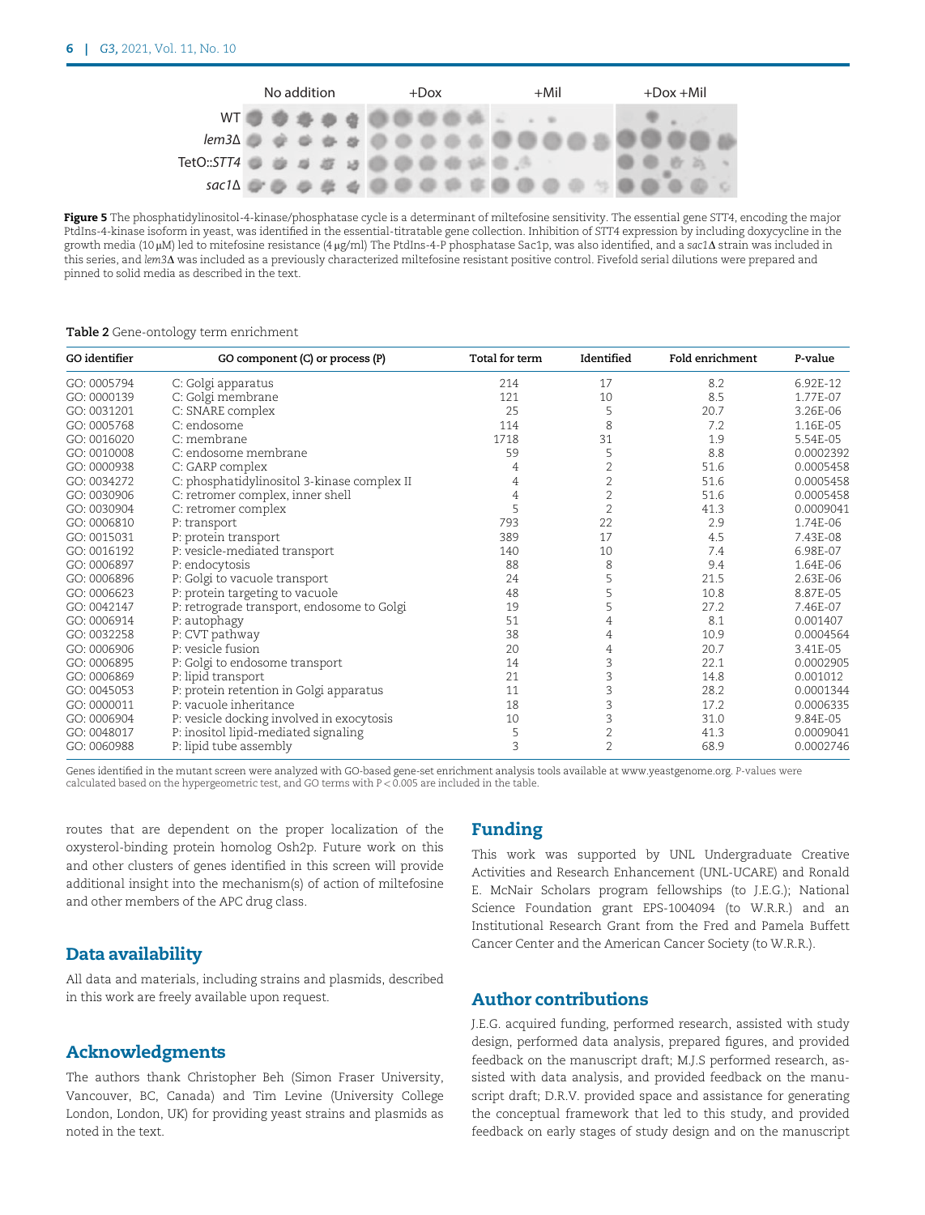**Figure 5** The phosphatidylinositol-4-kinase/phosphatase cycle is a determinant of miltefosine sensitivity. The essential gene *STT4*, encoding the major PtdIns-4-kinase isoform in yeast, was identified in the essential-titratable gene collection. Inhibition of *STT4* expression by including doxycycline in the growth media (10 μM) led to mitefosine resistance (4 μg/ml) The PtdIns-4-P phosphatase Sac1p, was also identified, and a *sac1*Δ strain was included in this series, and *lem3*Δ was included as a previously characterized miltefosine resistant positive control. Fivefold serial dilutions were prepared and pinned to solid media as described in the text.

**Table 2** Gene-ontology term enrichment

| GO identifier | GO component (C) or process (P) | Total for term | Identified | Fold enrichment | P-value |
|---|---|---|---|---|---|
| GO: 0005794 | C: Golgi apparatus | 214 | 17 | 8.2 | 6.92E-12 |
| GO: 0000139 | C: Golgi membrane | 121 | 10 | 8.5 | 1.77E-07 |
| GO: 0031201 | C: SNARE complex | 25 | 5 | 20.7 | 3.26E-06 |
| GO: 0005768 | C: endosome | 114 | 8 | 7.2 | 1.16E-05 |
| GO: 0016020 | C: membrane | 1718 | 31 | 1.9 | 5.54E-05 |
| GO: 0010008 | C: endosome membrane | 59 | 5 | 8.8 | 0.0002392 |
| GO: 0000938 | C: GARP complex | 4 | 2 | 51.6 | 0.0005458 |
| GO: 0034272 | C: phosphatidylinositol 3-kinase complex II | 4 | 2 | 51.6 | 0.0005458 |
| GO: 0030906 | C: retromer complex, inner shell | 4 | 2 | 51.6 | 0.0005458 |
| GO: 0030904 | C: retromer complex | 5 | 2 | 41.3 | 0.0009041 |
| GO: 0006810 | P: transport | 793 | 22 | 2.9 | 1.74E-06 |
| GO: 0015031 | P: protein transport | 389 | 17 | 4.5 | 7.43E-08 |
| GO: 0016192 | P: vesicle-mediated transport | 140 | 10 | 7.4 | 6.98E-07 |
| GO: 0006897 | P: endocytosis | 88 | 8 | 9.4 | 1.64E-06 |
| GO: 0006896 | P: Golgi to vacuole transport | 24 | 5 | 21.5 | 2.63E-06 |
| GO: 0006623 | P: protein targeting to vacuole | 48 | 5 | 10.8 | 8.87E-05 |
| GO: 0042147 | P: retrograde transport, endosome to Golgi | 19 | 5 | 27.2 | 7.46E-07 |
| GO: 0006914 | P: autophagy | 51 | 4 | 8.1 | 0.001407 |
| GO: 0032258 | P: CVT pathway | 38 | 4 | 10.9 | 0.0004564 |
| GO: 0006906 | P: vesicle fusion | 20 | 4 | 20.7 | 3.41E-05 |
| GO: 0006895 | P: Golgi to endosome transport | 14 | 3 | 22.1 | 0.0002905 |
| GO: 0006869 | P: lipid transport | 21 | 3 | 14.8 | 0.001012 |
| GO: 0045053 | P: protein retention in Golgi apparatus | 11 | 3 | 28.2 | 0.0001344 |
| GO: 0000011 | P: vacuole inheritance | 18 | 3 | 17.2 | 0.0006335 |
| GO: 0006904 | P: vesicle docking involved in exocytosis | 10 | 3 | 31.0 | 9.84E-05 |
| GO: 0048017 | P: inositol lipid-mediated signaling | 5 | 2 | 41.3 | 0.0009041 |
| GO: 0060988 | P: lipid tube assembly | 3 | 2 | 68.9 | 0.0002746 |

Genes identified in the mutant screen were analyzed with GO-based gene-set enrichment analysis tools available at www.yeastgenome.org. *P*-values were calculated based on the hypergeometric test, and GO terms with $P < 0.005$ are included in the table.

routes that are dependent on the proper localization of the oxysterol-binding protein homolog Osh2p. Future work on this and other clusters of genes identified in this screen will provide additional insight into the mechanism(s) of action of miltefosine and other members of the APC drug class.

## Data availability

All data and materials, including strains and plasmids, described in this work are freely available upon request.

## Acknowledgments

The authors thank Christopher Beh (Simon Fraser University, Vancouver, BC, Canada) and Tim Levine (University College London, London, UK) for providing yeast strains and plasmids as noted in the text.

## Funding

This work was supported by UNL Undergraduate Creative Activities and Research Enhancement (UNL-UCARE) and Ronald E. McNair Scholars program fellowships (to J.E.G.); National Science Foundation grant EPS-1004094 (to W.R.R.) and an Institutional Research Grant from the Fred and Pamela Buffett Cancer Center and the American Cancer Society (to W.R.R.).

## Author contributions

J.E.G. acquired funding, performed research, assisted with study design, performed data analysis, prepared figures, and provided feedback on the manuscript draft; M.J.S performed research, assisted with data analysis, and provided feedback on the manuscript draft; D.R.V. provided space and assistance for generating the conceptual framework that led to this study, and provided feedback on early stages of study design and on the manuscript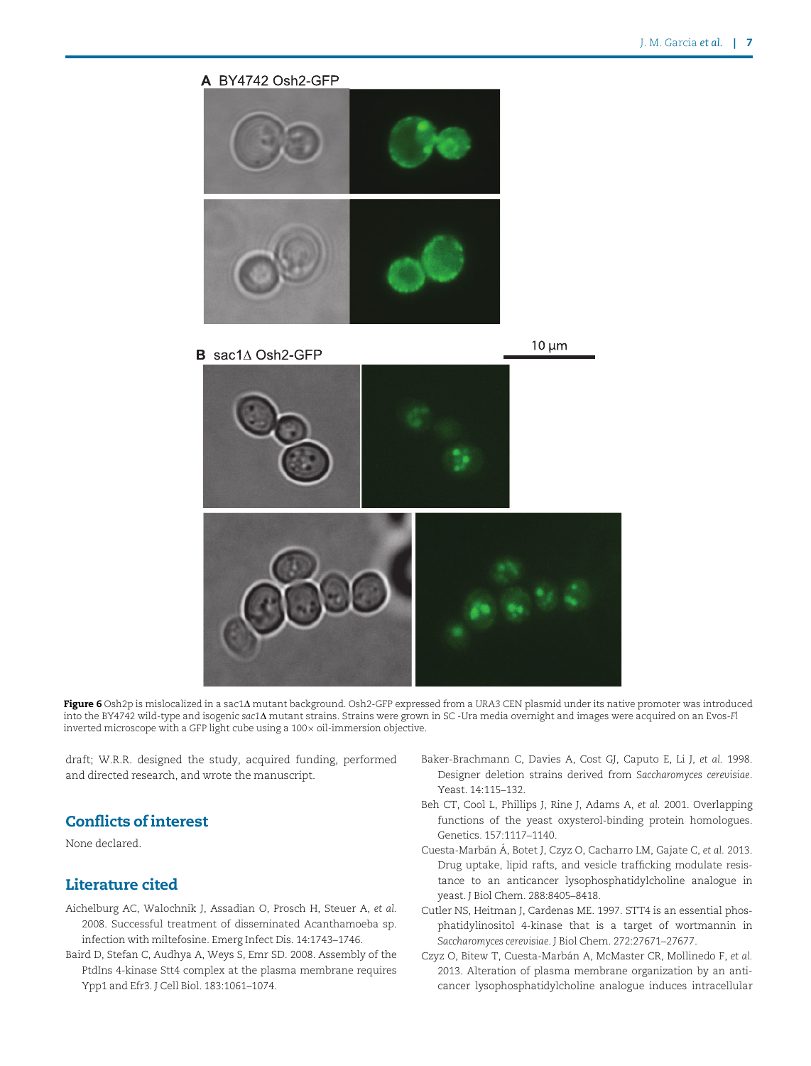**Figure 6** Osh2p is mislocalized in a sac1Δ mutant background. Osh2-GFP expressed from a *URA3* CEN plasmid under its native promoter was introduced into the BY4742 wild-type and isogenic *sac1Δ* mutant strains. Strains were grown in SC -Ura media overnight and images were acquired on an Evos-*Fl* inverted microscope with a GFP light cube using a 100× oil-immersion objective.

draft; W.R.R. designed the study, acquired funding, performed and directed research, and wrote the manuscript.

## Conflicts of interest

None declared.

## Literature cited

Aichelburg AC, Walochnik J, Assadian O, Prosch H, Steuer A, *et al.* 2008. Successful treatment of disseminated Acanthamoeba sp. infection with miltefosine. Emerg Infect Dis. 14:1743–1746.

Baird D, Stefan C, Audhya A, Weys S, Emr SD. 2008. Assembly of the PtdIns 4-kinase Stt4 complex at the plasma membrane requires Ypp1 and Efr3. J Cell Biol. 183:1061–1074.

Baker-Brachmann C, Davies A, Cost GJ, Caputo E, Li J, *et al.* 1998. Designer deletion strains derived from *Saccharomyces cerevisiae*. Yeast. 14:115–132.

Beh CT, Cool L, Phillips J, Rine J, Adams A, *et al.* 2001. Overlapping functions of the yeast oxysterol-binding protein homologues. Genetics. 157:1117–1140.

Cuesta-Marbán Á, Botet J, Czyz O, Cacharro LM, Gajate C, *et al.* 2013. Drug uptake, lipid rafts, and vesicle trafficking modulate resistance to an anticancer lysophosphatidylcholine analogue in yeast. J Biol Chem. 288:8405–8418.

Cutler NS, Heitman J, Cardenas ME. 1997. STT4 is an essential phosphatidylinositol 4-kinase that is a target of wortmannin in *Saccharomyces cerevisiae*. J Biol Chem. 272:27671–27677.

Czyz O, Bitew T, Cuesta-Marbán A, McMaster CR, Mollinedo F, *et al.* 2013. Alteration of plasma membrane organization by an anticancer lysophosphatidylcholine analogue induces intracellular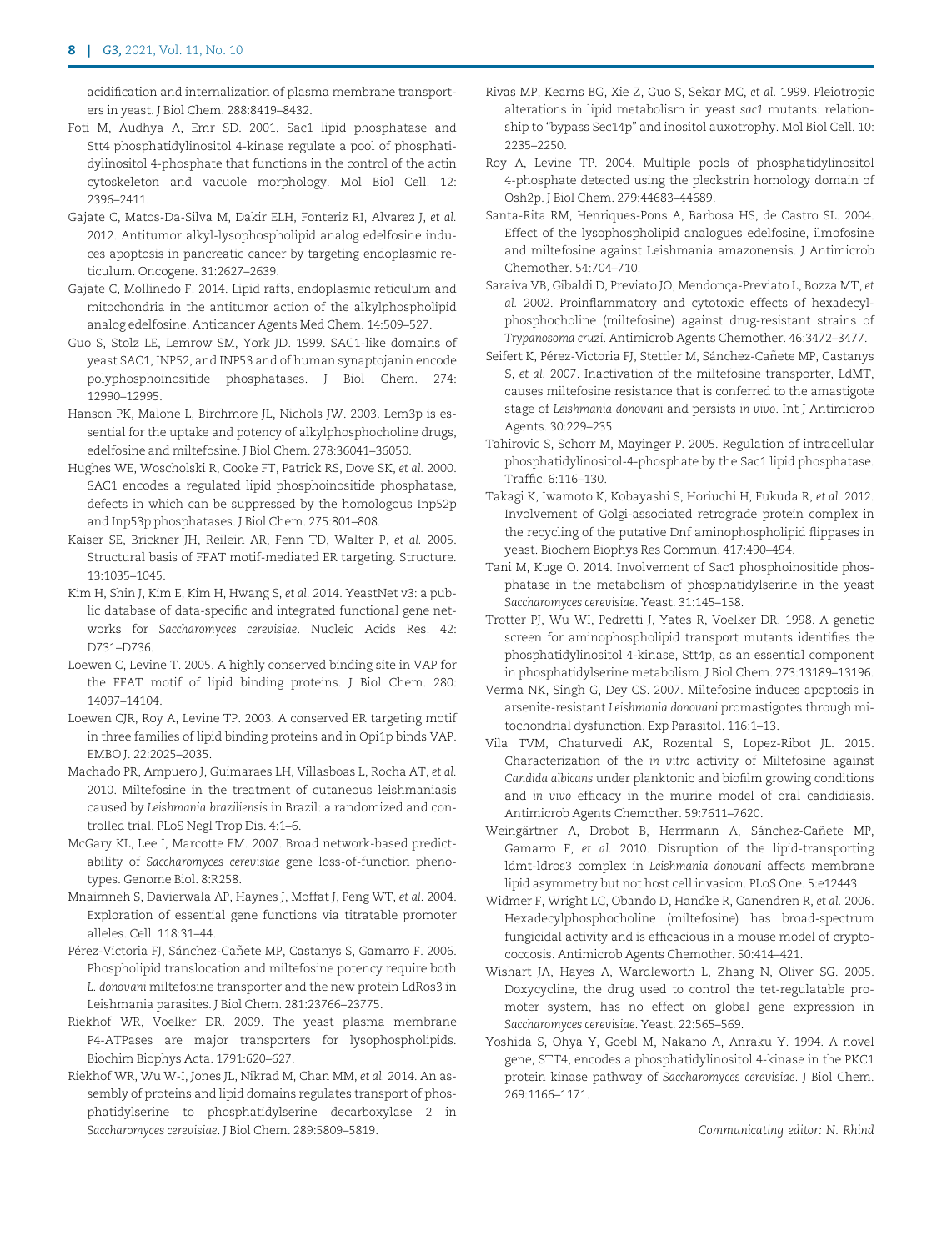acidification and internalization of plasma membrane transporters in yeast. J Biol Chem. 288:8419–8432.

Foti M, Audhya A, Emr SD. 2001. Sac1 lipid phosphatase and Stt4 phosphatidylinositol 4-kinase regulate a pool of phosphatidylinositol 4-phosphate that functions in the control of the actin cytoskeleton and vacuole morphology. Mol Biol Cell. 12: 2396–2411.

Gajate C, Matos-Da-Silva M, Dakir ELH, Fonteriz RI, Alvarez J, *et al.* 2012. Antitumor alkyl-lysophospholipid analog edelfosine induces apoptosis in pancreatic cancer by targeting endoplasmic reticulum. Oncogene. 31:2627–2639.

Gajate C, Mollinedo F. 2014. Lipid rafts, endoplasmic reticulum and mitochondria in the antitumor action of the alkylphospholipid analog edelfosine. Anticancer Agents Med Chem. 14:509–527.

Guo S, Stolz LE, Lemrow SM, York JD. 1999. SAC1-like domains of yeast SAC1, INP52, and INP53 and of human synaptojanin encode polyphosphoinositide phosphatases. J Biol Chem. 274: 12990–12995.

Hanson PK, Malone L, Birchmore JL, Nichols JW. 2003. Lem3p is essential for the uptake and potency of alkylphosphocholine drugs, edelfosine and miltefosine. J Biol Chem. 278:36041–36050.

Hughes WE, Woscholski R, Cooke FT, Patrick RS, Dove SK, *et al.* 2000. SAC1 encodes a regulated lipid phosphoinositide phosphatase, defects in which can be suppressed by the homologous Inp52p and Inp53p phosphatases. J Biol Chem. 275:801–808.

Kaiser SE, Brickner JH, Reilein AR, Fenn TD, Walter P, *et al.* 2005. Structural basis of FFAT motif-mediated ER targeting. Structure. 13:1035–1045.

Kim H, Shin J, Kim E, Kim H, Hwang S, *et al.* 2014. YeastNet v3: a public database of data-specific and integrated functional gene networks for *Saccharomyces cerevisiae*. Nucleic Acids Res. 42: D731–D736.

Loewen C, Levine T. 2005. A highly conserved binding site in VAP for the FFAT motif of lipid binding proteins. J Biol Chem. 280: 14097–14104.

Loewen CJR, Roy A, Levine TP. 2003. A conserved ER targeting motif in three families of lipid binding proteins and in Opi1p binds VAP. EMBO J. 22:2025–2035.

Machado PR, Ampuero J, Guimaraes LH, Villasboas L, Rocha AT, *et al.* 2010. Miltefosine in the treatment of cutaneous leishmaniasis caused by *Leishmania braziliensis* in Brazil: a randomized and controlled trial. PLoS Negl Trop Dis. 4:1–6.

McGary KL, Lee I, Marcotte EM. 2007. Broad network-based predictability of *Saccharomyces cerevisiae* gene loss-of-function phenotypes. Genome Biol. 8:R258.

Mnaimneh S, Davierwala AP, Haynes J, Moffat J, Peng WT, *et al.* 2004. Exploration of essential gene functions via titratable promoter alleles. Cell. 118:31–44.

Pérez-Victoria FJ, Sánchez-Cañete MP, Castanys S, Gamarro F. 2006. Phospholipid translocation and miltefosine potency require both *L. donovani* miltefosine transporter and the new protein LdRos3 in Leishmania parasites. J Biol Chem. 281:23766–23775.

Riekhof WR, Voelker DR. 2009. The yeast plasma membrane P4-ATPases are major transporters for lysophospholipids. Biochim Biophys Acta. 1791:620–627.

Riekhof WR, Wu W-I, Jones JL, Nikrad M, Chan MM, *et al.* 2014. An assembly of proteins and lipid domains regulates transport of phosphatidylserine to phosphatidylserine decarboxylase 2 in *Saccharomyces cerevisiae*. J Biol Chem. 289:5809–5819.

Rivas MP, Kearns BG, Xie Z, Guo S, Sekar MC, *et al.* 1999. Pleiotropic alterations in lipid metabolism in yeast *sac1* mutants: relationship to "bypass Sec14p" and inositol auxotrophy. Mol Biol Cell. 10: 2235–2250.

Roy A, Levine TP. 2004. Multiple pools of phosphatidylinositol 4-phosphate detected using the pleckstrin homology domain of Osh2p. J Biol Chem. 279:44683–44689.

Santa-Rita RM, Henriques-Pons A, Barbosa HS, de Castro SL. 2004. Effect of the lysophospholipid analogues edelfosine, ilmofosine and miltefosine against Leishmania amazonensis. J Antimicrob Chemother. 54:704–710.

Saraiva VB, Gibaldi D, Previato JO, Mendonça-Previato L, Bozza MT, *et al.* 2002. Proinflammatory and cytotoxic effects of hexadecylphosphocholine (miltefosine) against drug-resistant strains of *Trypanosoma cruzi*. Antimicrob Agents Chemother. 46:3472–3477.

Seifert K, Pérez-Victoria FJ, Stettler M, Sánchez-Cañete MP, Castanys S, *et al.* 2007. Inactivation of the miltefosine transporter, LdMT, causes miltefosine resistance that is conferred to the amastigote stage of *Leishmania donovani* and persists *in vivo*. Int J Antimicrob Agents. 30:229–235.

Tahirovic S, Schorr M, Mayinger P. 2005. Regulation of intracellular phosphatidylinositol-4-phosphate by the Sac1 lipid phosphatase. Traffic. 6:116–130.

Takagi K, Iwamoto K, Kobayashi S, Horiuchi H, Fukuda R, *et al.* 2012. Involvement of Golgi-associated retrograde protein complex in the recycling of the putative Dnf aminophospholipid flippases in yeast. Biochem Biophys Res Commun. 417:490–494.

Tani M, Kuge O. 2014. Involvement of Sac1 phosphoinositide phosphatase in the metabolism of phosphatidylserine in the yeast *Saccharomyces cerevisiae*. Yeast. 31:145–158.

Trotter PJ, Wu WI, Pedretti J, Yates R, Voelker DR. 1998. A genetic screen for aminophospholipid transport mutants identifies the phosphatidylinositol 4-kinase, Stt4p, as an essential component in phosphatidylserine metabolism. J Biol Chem. 273:13189–13196.

Verma NK, Singh G, Dey CS. 2007. Miltefosine induces apoptosis in arsenite-resistant *Leishmania donovani* promastigotes through mitochondrial dysfunction. Exp Parasitol. 116:1–13.

Vila TVM, Chaturvedi AK, Rozental S, Lopez-Ribot JL. 2015. Characterization of the *in vitro* activity of Miltefosine against *Candida albicans* under planktonic and biofilm growing conditions and *in vivo* efficacy in the murine model of oral candidiasis. Antimicrob Agents Chemother. 59:7611–7620.

Weingärtner A, Drobot B, Herrmann A, Sánchez-Cañete MP, Gamarro F, *et al.* 2010. Disruption of the lipid-transporting ldmt-ldros3 complex in *Leishmania donovani* affects membrane lipid asymmetry but not host cell invasion. PLoS One. 5:e12443.

Widmer F, Wright LC, Obando D, Handke R, Ganendren R, *et al.* 2006. Hexadecylphosphocholine (miltefosine) has broad-spectrum fungicidal activity and is efficacious in a mouse model of cryptococcosis. Antimicrob Agents Chemother. 50:414–421.

Wishart JA, Hayes A, Wardleworth L, Zhang N, Oliver SG. 2005. Doxycycline, the drug used to control the tet-regulatable promoter system, has no effect on global gene expression in *Saccharomyces cerevisiae*. Yeast. 22:565–569.

Yoshida S, Ohya Y, Goebl M, Nakano A, Anraku Y. 1994. A novel gene, STT4, encodes a phosphatidylinositol 4-kinase in the PKC1 protein kinase pathway of *Saccharomyces cerevisiae*. J Biol Chem. 269:1166–1171.

*Communicating editor: N. Rhind*